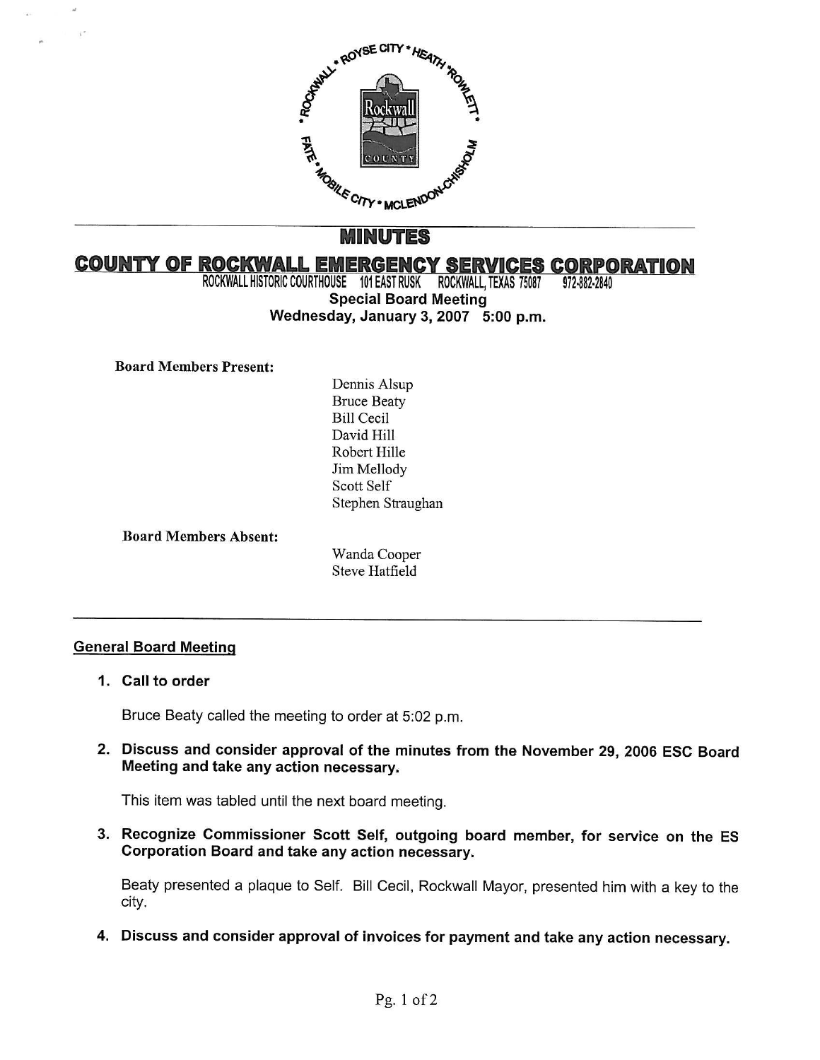# MINUTES

## COUNTY OF ROCKWALL EMERGENCY SERVICES CORPORATION

ROCKWALL HISTORIC COURTHOUSE 101 EAST RUSK ROCKWALL, TEXAS 75087 972-882-2840

**Special Board Meeting**

**Wednesday, January 3, 2007 5:00 p.m.**

**Board Members Present:**

Dennis Alsup
Bruce Beaty
Bill Cecil
David Hill
Robert Hille
Jim Mellody
Scott Self
Stephen Straughan

**Board Members Absent:**

Wanda Cooper
Steve Hatfield

---

### General Board Meeting

**1. Call to order**

Bruce Beaty called the meeting to order at 5:02 p.m.

**2. Discuss and consider approval of the minutes from the November 29, 2006 ESC Board Meeting and take any action necessary.**

This item was tabled until the next board meeting.

**3. Recognize Commissioner Scott Self, outgoing board member, for service on the ES Corporation Board and take any action necessary.**

Beaty presented a plaque to Self. Bill Cecil, Rockwall Mayor, presented him with a key to the city.

**4. Discuss and consider approval of invoices for payment and take any action necessary.**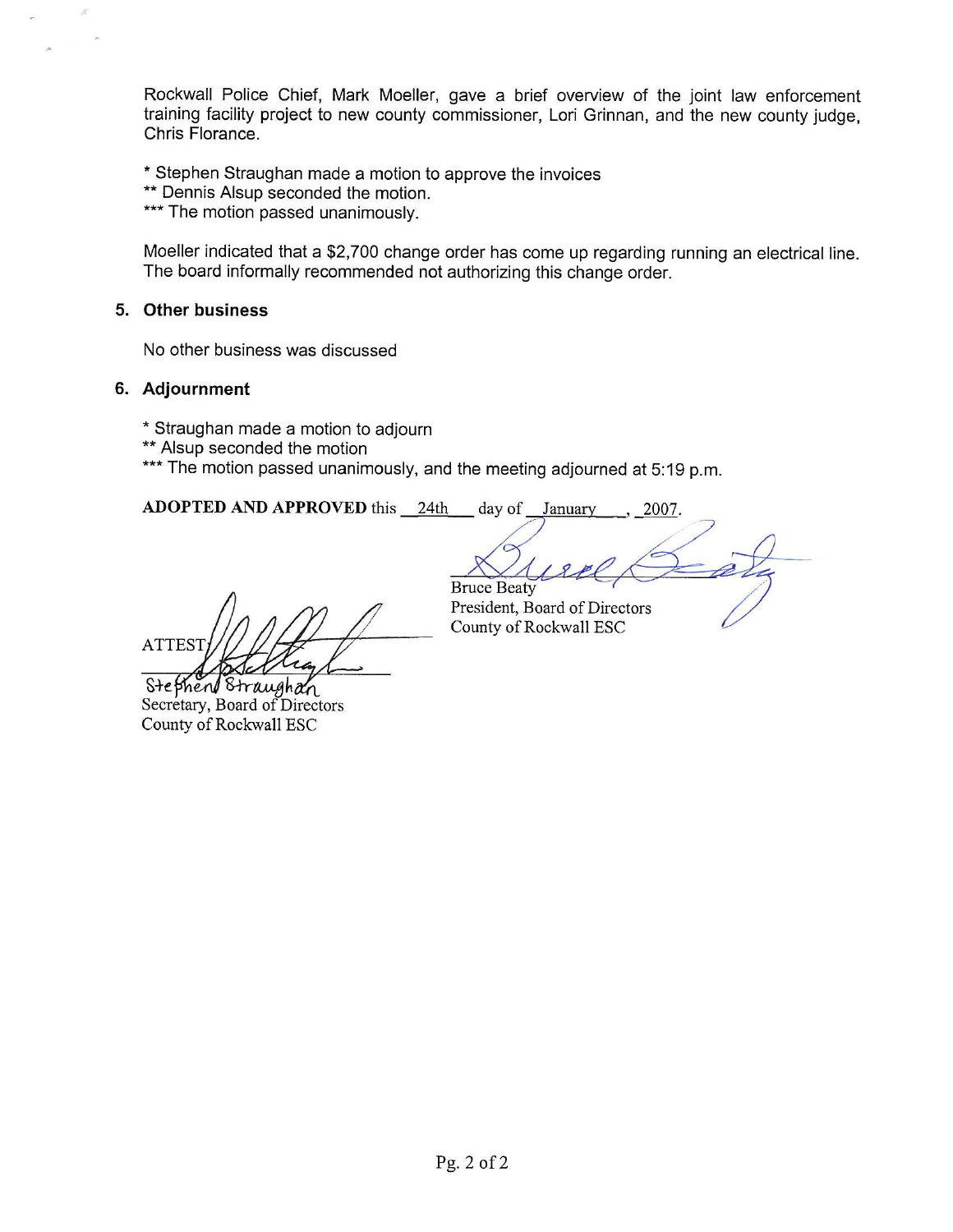Rockwall Police Chief, Mark Moeller, gave a brief overview of the joint law enforcement training facility project to new county commissioner, Lori Grinnan, and the new county judge, Chris Florance.

* Stephen Straughan made a motion to approve the invoices
** Dennis Alsup seconded the motion.
*** The motion passed unanimously.

Moeller indicated that a $2,700 change order has come up regarding running an electrical line. The board informally recommended not authorizing this change order.

## 5. Other business

No other business was discussed

## 6. Adjournment

* Straughan made a motion to adjourn
** Alsup seconded the motion
*** The motion passed unanimously, and the meeting adjourned at 5:19 p.m.

**ADOPTED AND APPROVED** this 24th day of January, 2007.

Bruce Beaty
President, Board of Directors
County of Rockwall ESC

ATTEST:

Stephen Straughan
Secretary, Board of Directors
County of Rockwall ESC